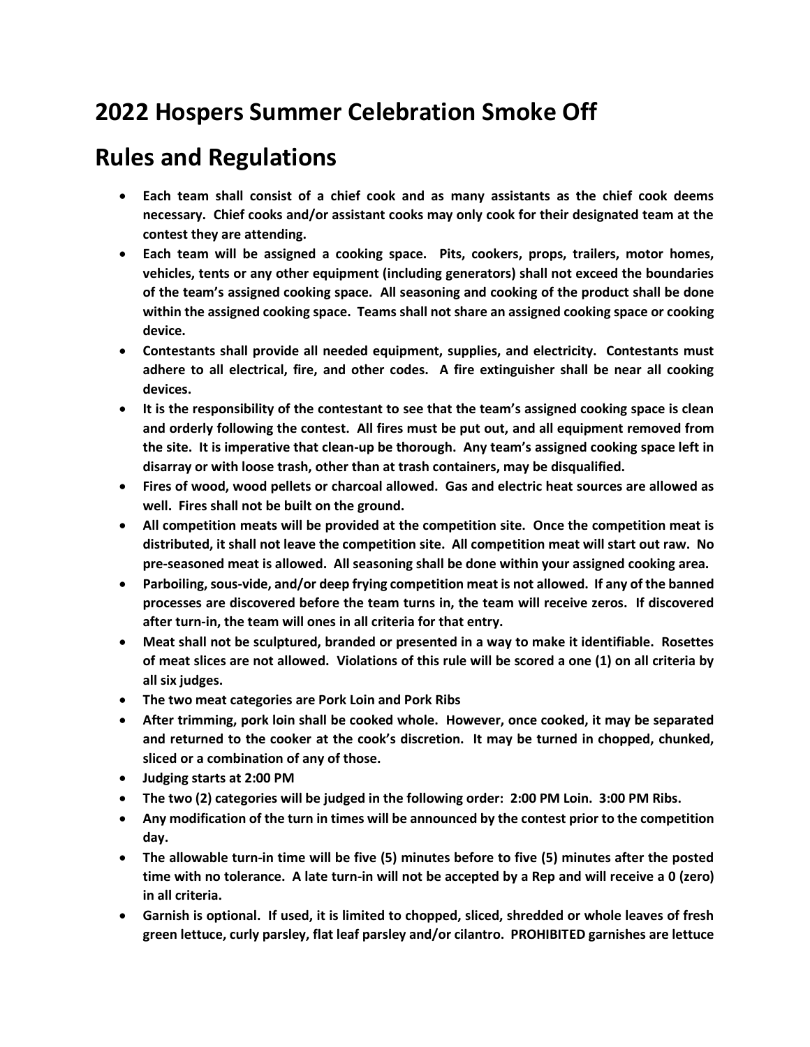# 2022 Hospers Summer Celebration Smoke Off

# Rules and Regulations

- **Each team shall consist of a chief cook and as many assistants as the chief cook deems necessary. Chief cooks and/or assistant cooks may only cook for their designated team at the contest they are attending.**
- **Each team will be assigned a cooking space. Pits, cookers, props, trailers, motor homes, vehicles, tents or any other equipment (including generators) shall not exceed the boundaries of the team's assigned cooking space. All seasoning and cooking of the product shall be done within the assigned cooking space. Teams shall not share an assigned cooking space or cooking device.**
- **Contestants shall provide all needed equipment, supplies, and electricity. Contestants must adhere to all electrical, fire, and other codes. A fire extinguisher shall be near all cooking devices.**
- **It is the responsibility of the contestant to see that the team's assigned cooking space is clean and orderly following the contest. All fires must be put out, and all equipment removed from the site. It is imperative that clean-up be thorough. Any team's assigned cooking space left in disarray or with loose trash, other than at trash containers, may be disqualified.**
- **Fires of wood, wood pellets or charcoal allowed. Gas and electric heat sources are allowed as well. Fires shall not be built on the ground.**
- **All competition meats will be provided at the competition site. Once the competition meat is distributed, it shall not leave the competition site. All competition meat will start out raw. No pre-seasoned meat is allowed. All seasoning shall be done within your assigned cooking area.**
- **Parboiling, sous-vide, and/or deep frying competition meat is not allowed. If any of the banned processes are discovered before the team turns in, the team will receive zeros. If discovered after turn-in, the team will ones in all criteria for that entry.**
- **Meat shall not be sculptured, branded or presented in a way to make it identifiable. Rosettes of meat slices are not allowed. Violations of this rule will be scored a one (1) on all criteria by all six judges.**
- **The two meat categories are Pork Loin and Pork Ribs**
- **After trimming, pork loin shall be cooked whole. However, once cooked, it may be separated and returned to the cooker at the cook's discretion. It may be turned in chopped, chunked, sliced or a combination of any of those.**
- **Judging starts at 2:00 PM**
- **The two (2) categories will be judged in the following order: 2:00 PM Loin. 3:00 PM Ribs.**
- **Any modification of the turn in times will be announced by the contest prior to the competition day.**
- **The allowable turn-in time will be five (5) minutes before to five (5) minutes after the posted time with no tolerance. A late turn-in will not be accepted by a Rep and will receive a 0 (zero) in all criteria.**
- **Garnish is optional. If used, it is limited to chopped, sliced, shredded or whole leaves of fresh green lettuce, curly parsley, flat leaf parsley and/or cilantro. PROHIBITED garnishes are lettuce**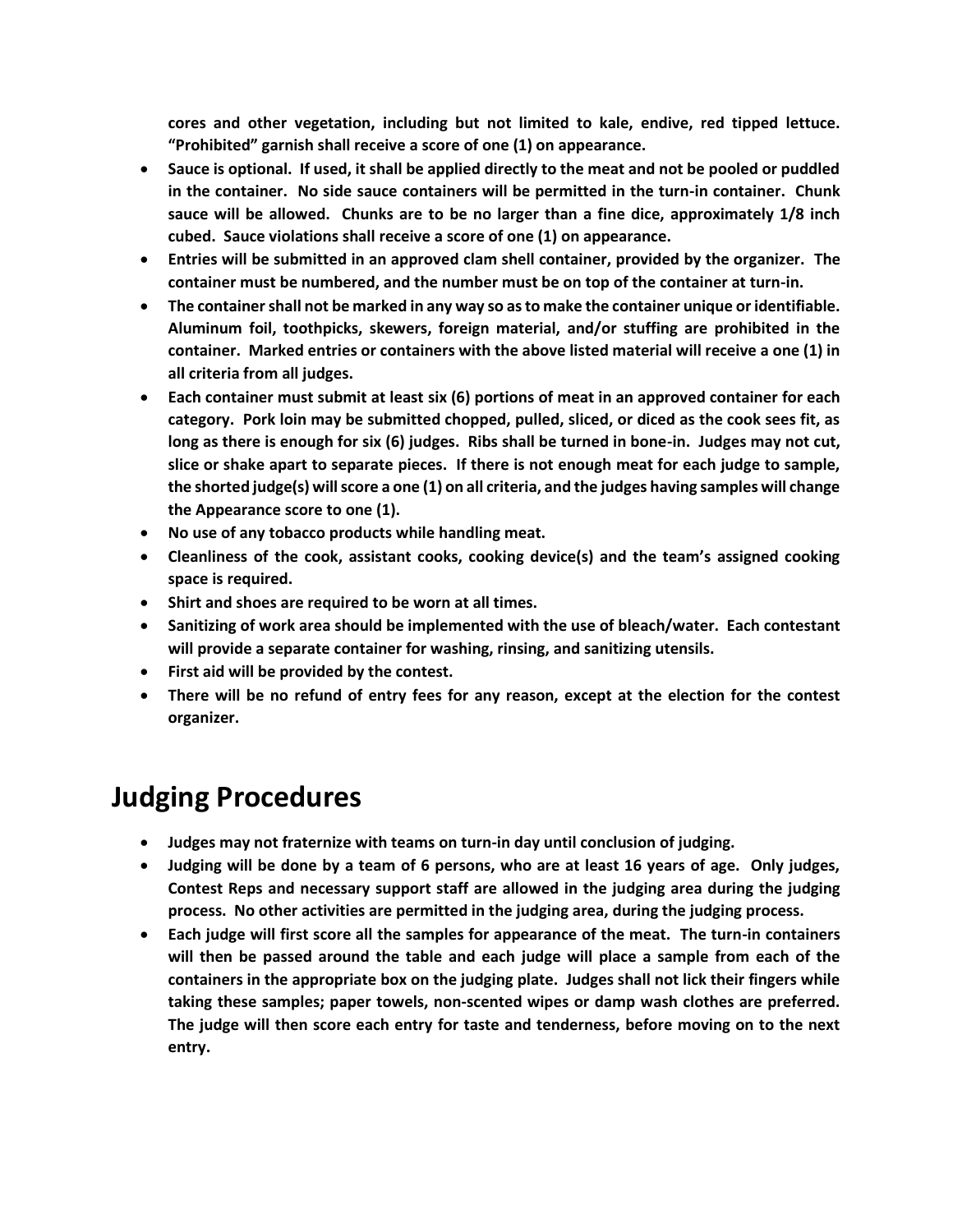**cores and other vegetation, including but not limited to kale, endive, red tipped lettuce. "Prohibited" garnish shall receive a score of one (1) on appearance.**

- **Sauce is optional. If used, it shall be applied directly to the meat and not be pooled or puddled in the container. No side sauce containers will be permitted in the turn-in container. Chunk sauce will be allowed. Chunks are to be no larger than a fine dice, approximately 1/8 inch cubed. Sauce violations shall receive a score of one (1) on appearance.**
- **Entries will be submitted in an approved clam shell container, provided by the organizer. The container must be numbered, and the number must be on top of the container at turn-in.**
- **The container shall not be marked in any way so as to make the container unique or identifiable. Aluminum foil, toothpicks, skewers, foreign material, and/or stuffing are prohibited in the container. Marked entries or containers with the above listed material will receive a one (1) in all criteria from all judges.**
- **Each container must submit at least six (6) portions of meat in an approved container for each category. Pork loin may be submitted chopped, pulled, sliced, or diced as the cook sees fit, as long as there is enough for six (6) judges. Ribs shall be turned in bone-in. Judges may not cut, slice or shake apart to separate pieces. If there is not enough meat for each judge to sample, the shorted judge(s) will score a one (1) on all criteria, and the judges having samples will change the Appearance score to one (1).**
- **No use of any tobacco products while handling meat.**
- **Cleanliness of the cook, assistant cooks, cooking device(s) and the team's assigned cooking space is required.**
- **Shirt and shoes are required to be worn at all times.**
- **Sanitizing of work area should be implemented with the use of bleach/water. Each contestant will provide a separate container for washing, rinsing, and sanitizing utensils.**
- **First aid will be provided by the contest.**
- **There will be no refund of entry fees for any reason, except at the election for the contest organizer.**

# Judging Procedures

- **Judges may not fraternize with teams on turn-in day until conclusion of judging.**
- **Judging will be done by a team of 6 persons, who are at least 16 years of age. Only judges, Contest Reps and necessary support staff are allowed in the judging area during the judging process. No other activities are permitted in the judging area, during the judging process.**
- **Each judge will first score all the samples for appearance of the meat. The turn-in containers will then be passed around the table and each judge will place a sample from each of the containers in the appropriate box on the judging plate. Judges shall not lick their fingers while taking these samples; paper towels, non-scented wipes or damp wash clothes are preferred. The judge will then score each entry for taste and tenderness, before moving on to the next entry.**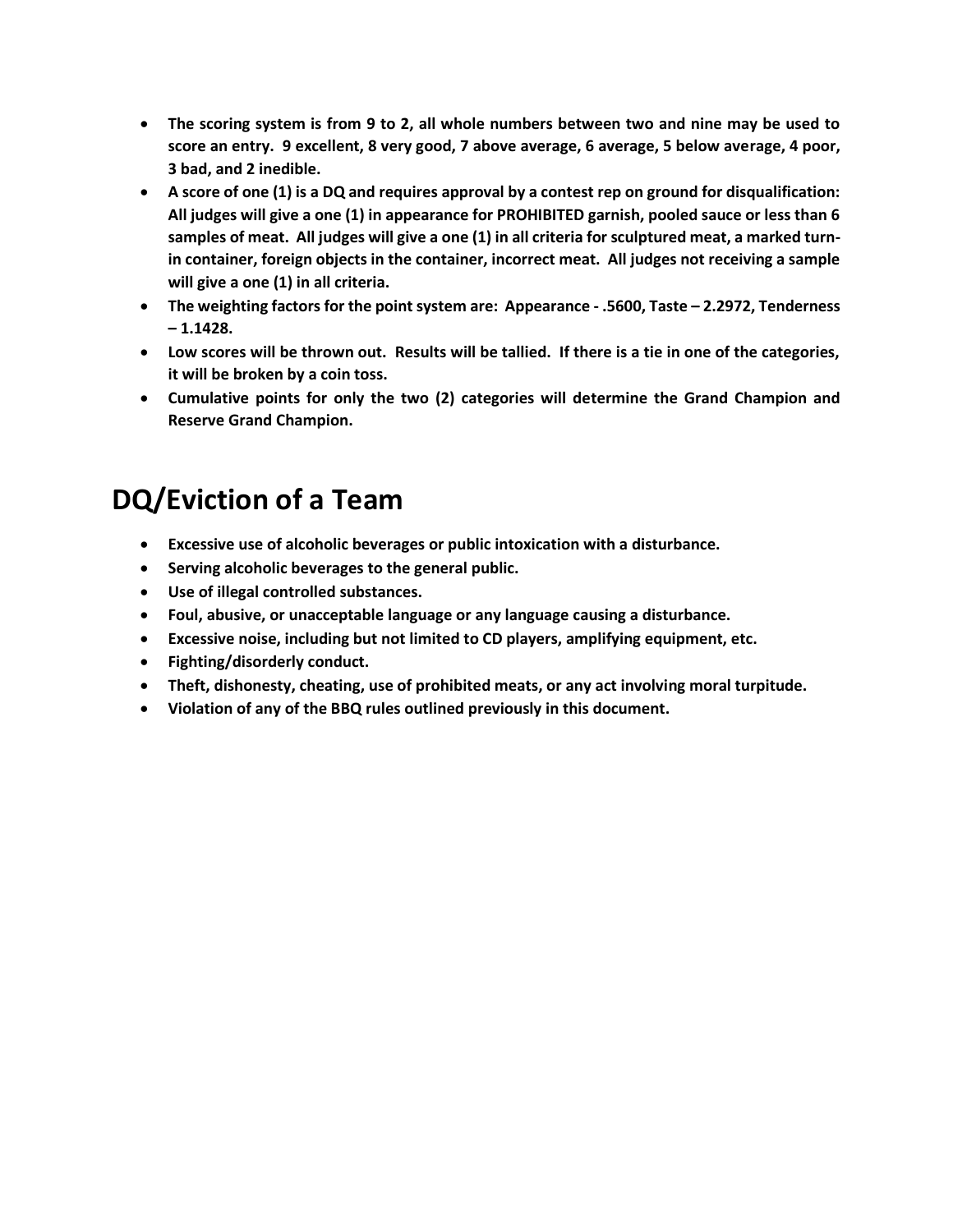- **The scoring system is from 9 to 2, all whole numbers between two and nine may be used to score an entry. 9 excellent, 8 very good, 7 above average, 6 average, 5 below average, 4 poor, 3 bad, and 2 inedible.**
- **A score of one (1) is a DQ and requires approval by a contest rep on ground for disqualification: All judges will give a one (1) in appearance for PROHIBITED garnish, pooled sauce or less than 6 samples of meat. All judges will give a one (1) in all criteria for sculptured meat, a marked turn-in container, foreign objects in the container, incorrect meat. All judges not receiving a sample will give a one (1) in all criteria.**
- **The weighting factors for the point system are: Appearance - .5600, Taste – 2.2972, Tenderness – 1.1428.**
- **Low scores will be thrown out. Results will be tallied. If there is a tie in one of the categories, it will be broken by a coin toss.**
- **Cumulative points for only the two (2) categories will determine the Grand Champion and Reserve Grand Champion.**

## DQ/Eviction of a Team

- **Excessive use of alcoholic beverages or public intoxication with a disturbance.**
- **Serving alcoholic beverages to the general public.**
- **Use of illegal controlled substances.**
- **Foul, abusive, or unacceptable language or any language causing a disturbance.**
- **Excessive noise, including but not limited to CD players, amplifying equipment, etc.**
- **Fighting/disorderly conduct.**
- **Theft, dishonesty, cheating, use of prohibited meats, or any act involving moral turpitude.**
- **Violation of any of the BBQ rules outlined previously in this document.**